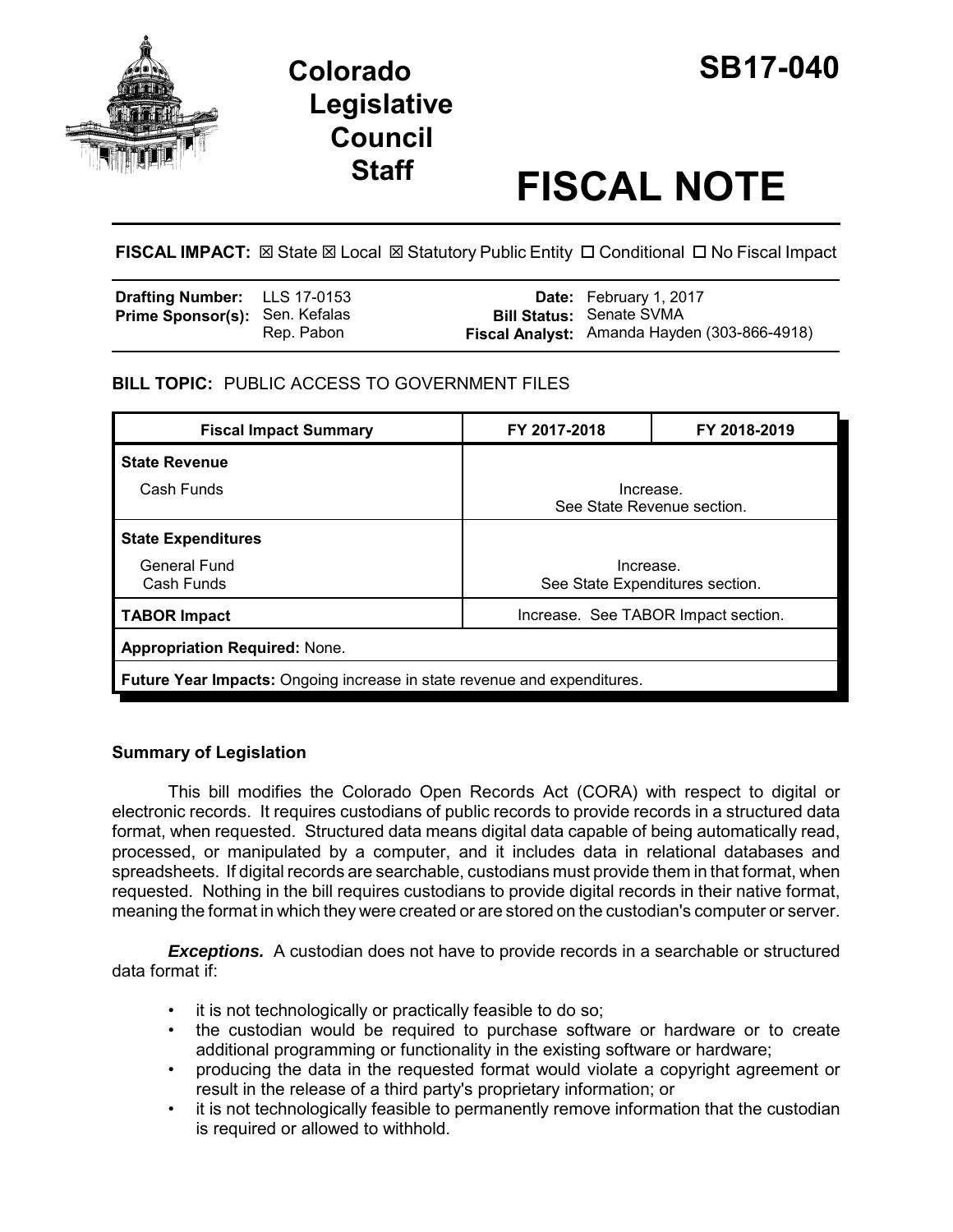# Colorado Legislative Council Staff

# SB17-040

# FISCAL NOTE

**FISCAL IMPACT:** ☒ State ☒ Local ☒ Statutory Public Entity ☐ Conditional ☐ No Fiscal Impact

| | | | |
|---|---|---|---|
| **Drafting Number:** | LLS 17-0153 | **Date:** | February 1, 2017 |
| **Prime Sponsor(s):** | Sen. Kefalas<br>Rep. Pabon | **Bill Status:** | Senate SVMA |
| | | **Fiscal Analyst:** | Amanda Hayden (303-866-4918) |

**BILL TOPIC:** PUBLIC ACCESS TO GOVERNMENT FILES

| Fiscal Impact Summary | FY 2017-2018 | FY 2018-2019 |
|---|---|---|
| **State Revenue** | | |
| Cash Funds | Increase.<br>See State Revenue section. | |
| **State Expenditures** | | |
| General Fund<br>Cash Funds | Increase.<br>See State Expenditures section. | |
| **TABOR Impact** | Increase. See TABOR Impact section. | |
| **Appropriation Required:** None. | | |
| **Future Year Impacts:** Ongoing increase in state revenue and expenditures. | | |

### Summary of Legislation

This bill modifies the Colorado Open Records Act (CORA) with respect to digital or electronic records. It requires custodians of public records to provide records in a structured data format, when requested. Structured data means digital data capable of being automatically read, processed, or manipulated by a computer, and it includes data in relational databases and spreadsheets. If digital records are searchable, custodians must provide them in that format, when requested. Nothing in the bill requires custodians to provide digital records in their native format, meaning the format in which they were created or are stored on the custodian's computer or server.

***Exceptions.*** A custodian does not have to provide records in a searchable or structured data format if:

- it is not technologically or practically feasible to do so;
- the custodian would be required to purchase software or hardware or to create additional programming or functionality in the existing software or hardware;
- producing the data in the requested format would violate a copyright agreement or result in the release of a third party's proprietary information; or
- it is not technologically feasible to permanently remove information that the custodian is required or allowed to withhold.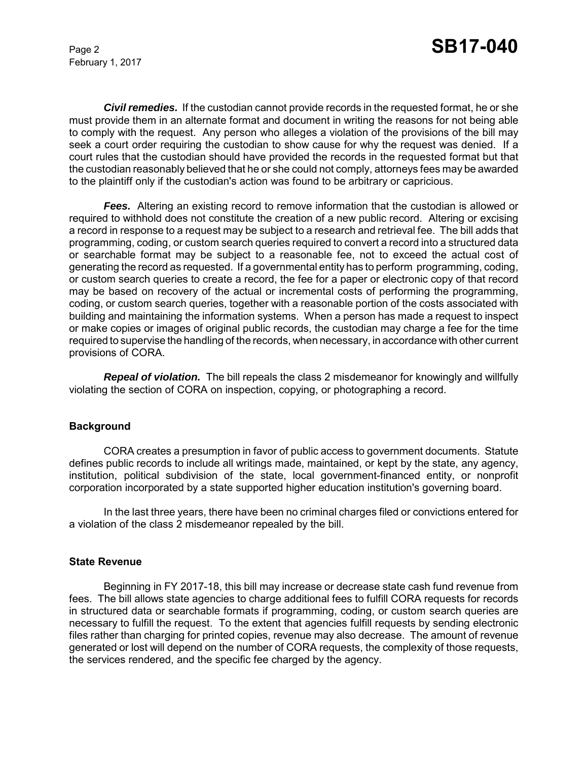***Civil remedies.*** If the custodian cannot provide records in the requested format, he or she must provide them in an alternate format and document in writing the reasons for not being able to comply with the request. Any person who alleges a violation of the provisions of the bill may seek a court order requiring the custodian to show cause for why the request was denied. If a court rules that the custodian should have provided the records in the requested format but that the custodian reasonably believed that he or she could not comply, attorneys fees may be awarded to the plaintiff only if the custodian's action was found to be arbitrary or capricious.

***Fees.*** Altering an existing record to remove information that the custodian is allowed or required to withhold does not constitute the creation of a new public record. Altering or excising a record in response to a request may be subject to a research and retrieval fee. The bill adds that programming, coding, or custom search queries required to convert a record into a structured data or searchable format may be subject to a reasonable fee, not to exceed the actual cost of generating the record as requested. If a governmental entity has to perform programming, coding, or custom search queries to create a record, the fee for a paper or electronic copy of that record may be based on recovery of the actual or incremental costs of performing the programming, coding, or custom search queries, together with a reasonable portion of the costs associated with building and maintaining the information systems. When a person has made a request to inspect or make copies or images of original public records, the custodian may charge a fee for the time required to supervise the handling of the records, when necessary, in accordance with other current provisions of CORA.

***Repeal of violation.*** The bill repeals the class 2 misdemeanor for knowingly and willfully violating the section of CORA on inspection, copying, or photographing a record.

### Background

CORA creates a presumption in favor of public access to government documents. Statute defines public records to include all writings made, maintained, or kept by the state, any agency, institution, political subdivision of the state, local government-financed entity, or nonprofit corporation incorporated by a state supported higher education institution's governing board.

In the last three years, there have been no criminal charges filed or convictions entered for a violation of the class 2 misdemeanor repealed by the bill.

### State Revenue

Beginning in FY 2017-18, this bill may increase or decrease state cash fund revenue from fees. The bill allows state agencies to charge additional fees to fulfill CORA requests for records in structured data or searchable formats if programming, coding, or custom search queries are necessary to fulfill the request. To the extent that agencies fulfill requests by sending electronic files rather than charging for printed copies, revenue may also decrease. The amount of revenue generated or lost will depend on the number of CORA requests, the complexity of those requests, the services rendered, and the specific fee charged by the agency.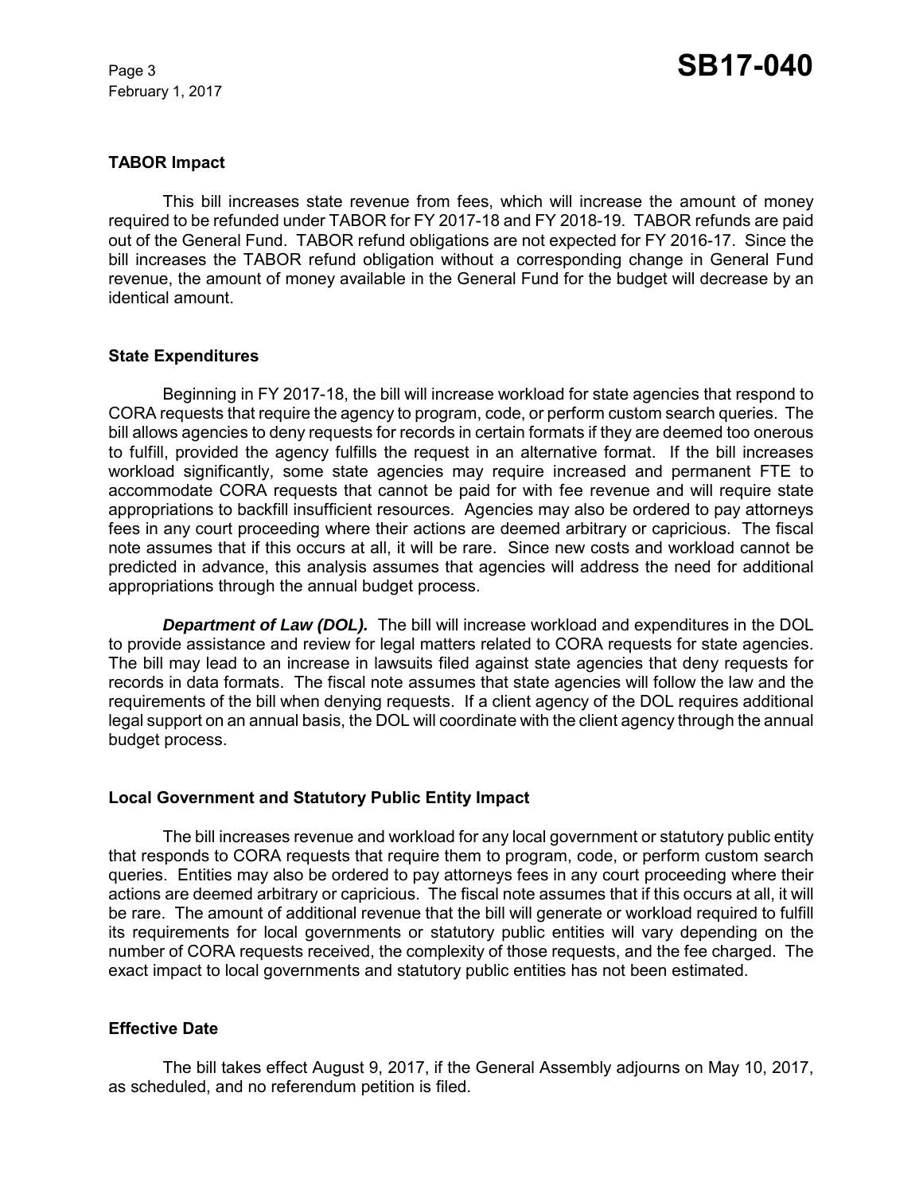### TABOR Impact

This bill increases state revenue from fees, which will increase the amount of money required to be refunded under TABOR for FY 2017-18 and FY 2018-19. TABOR refunds are paid out of the General Fund. TABOR refund obligations are not expected for FY 2016-17. Since the bill increases the TABOR refund obligation without a corresponding change in General Fund revenue, the amount of money available in the General Fund for the budget will decrease by an identical amount.

### State Expenditures

Beginning in FY 2017-18, the bill will increase workload for state agencies that respond to CORA requests that require the agency to program, code, or perform custom search queries. The bill allows agencies to deny requests for records in certain formats if they are deemed too onerous to fulfill, provided the agency fulfills the request in an alternative format. If the bill increases workload significantly, some state agencies may require increased and permanent FTE to accommodate CORA requests that cannot be paid for with fee revenue and will require state appropriations to backfill insufficient resources. Agencies may also be ordered to pay attorneys fees in any court proceeding where their actions are deemed arbitrary or capricious. The fiscal note assumes that if this occurs at all, it will be rare. Since new costs and workload cannot be predicted in advance, this analysis assumes that agencies will address the need for additional appropriations through the annual budget process.

***Department of Law (DOL).*** The bill will increase workload and expenditures in the DOL to provide assistance and review for legal matters related to CORA requests for state agencies. The bill may lead to an increase in lawsuits filed against state agencies that deny requests for records in data formats. The fiscal note assumes that state agencies will follow the law and the requirements of the bill when denying requests. If a client agency of the DOL requires additional legal support on an annual basis, the DOL will coordinate with the client agency through the annual budget process.

### Local Government and Statutory Public Entity Impact

The bill increases revenue and workload for any local government or statutory public entity that responds to CORA requests that require them to program, code, or perform custom search queries. Entities may also be ordered to pay attorneys fees in any court proceeding where their actions are deemed arbitrary or capricious. The fiscal note assumes that if this occurs at all, it will be rare. The amount of additional revenue that the bill will generate or workload required to fulfill its requirements for local governments or statutory public entities will vary depending on the number of CORA requests received, the complexity of those requests, and the fee charged. The exact impact to local governments and statutory public entities has not been estimated.

### Effective Date

The bill takes effect August 9, 2017, if the General Assembly adjourns on May 10, 2017, as scheduled, and no referendum petition is filed.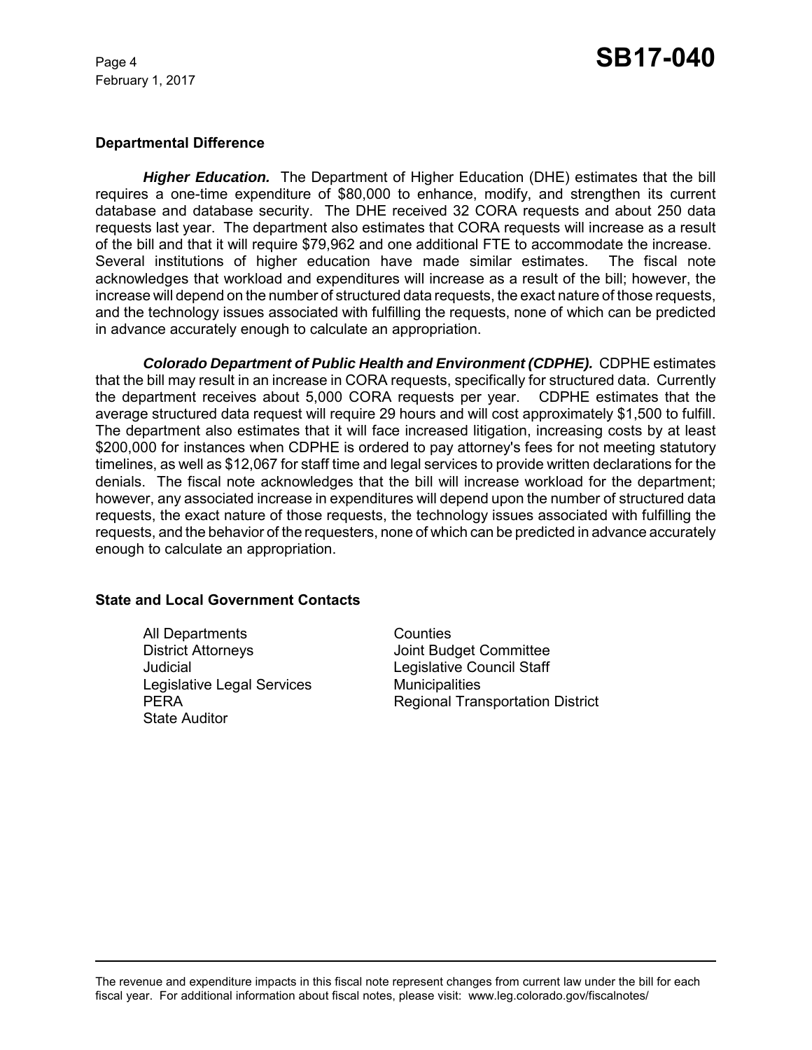### Departmental Difference

***Higher Education.*** The Department of Higher Education (DHE) estimates that the bill requires a one-time expenditure of $80,000 to enhance, modify, and strengthen its current database and database security. The DHE received 32 CORA requests and about 250 data requests last year. The department also estimates that CORA requests will increase as a result of the bill and that it will require $79,962 and one additional FTE to accommodate the increase. Several institutions of higher education have made similar estimates. The fiscal note acknowledges that workload and expenditures will increase as a result of the bill; however, the increase will depend on the number of structured data requests, the exact nature of those requests, and the technology issues associated with fulfilling the requests, none of which can be predicted in advance accurately enough to calculate an appropriation.

***Colorado Department of Public Health and Environment (CDPHE).*** CDPHE estimates that the bill may result in an increase in CORA requests, specifically for structured data. Currently the department receives about 5,000 CORA requests per year. CDPHE estimates that the average structured data request will require 29 hours and will cost approximately $1,500 to fulfill. The department also estimates that it will face increased litigation, increasing costs by at least $200,000 for instances when CDPHE is ordered to pay attorney's fees for not meeting statutory timelines, as well as $12,067 for staff time and legal services to provide written declarations for the denials. The fiscal note acknowledges that the bill will increase workload for the department; however, any associated increase in expenditures will depend upon the number of structured data requests, the exact nature of those requests, the technology issues associated with fulfilling the requests, and the behavior of the requesters, none of which can be predicted in advance accurately enough to calculate an appropriation.

### State and Local Government Contacts

All Departments
Counties
District Attorneys
Joint Budget Committee
Judicial
Legislative Council Staff
Legislative Legal Services
Municipalities
PERA
Regional Transportation District
State Auditor

The revenue and expenditure impacts in this fiscal note represent changes from current law under the bill for each fiscal year. For additional information about fiscal notes, please visit: www.leg.colorado.gov/fiscalnotes/